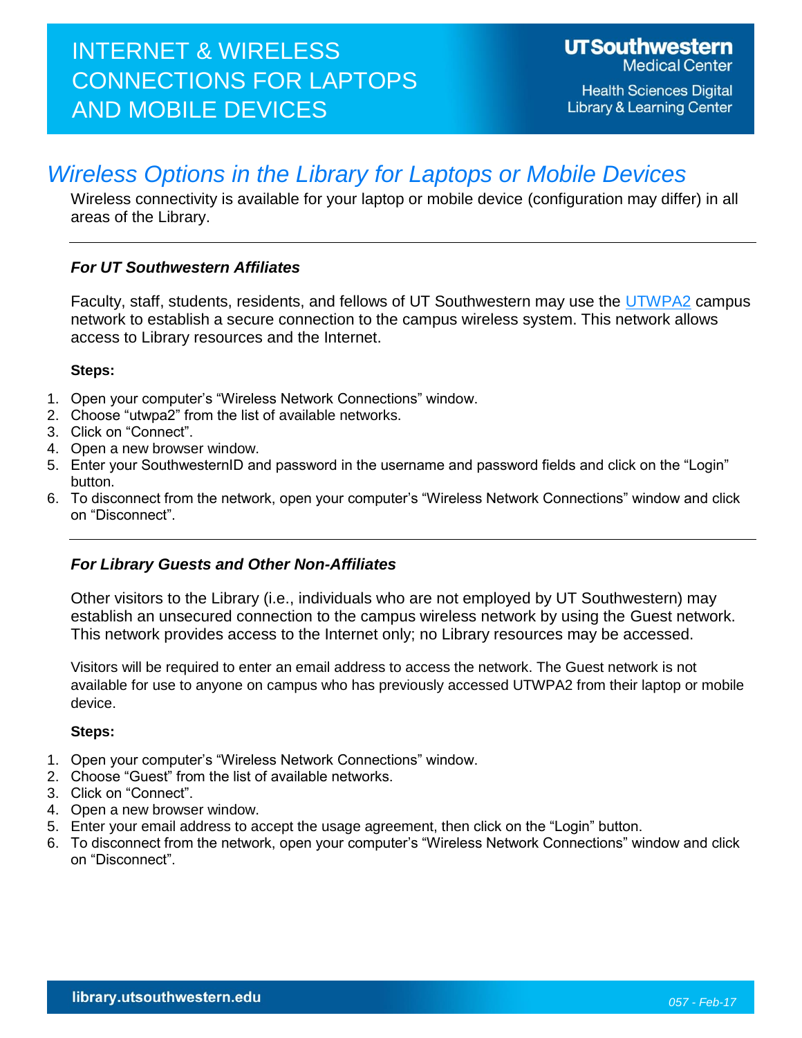# INTERNET & WIRELESS CONNECTIONS FOR LAPTOPS AND MOBILE DEVICES

UT Southwestern Medical Center

Health Sciences Digital Library & Learning Center

## *Wireless Options in the Library for Laptops or Mobile Devices*

Wireless connectivity is available for your laptop or mobile device (configuration may differ) in all areas of the Library.

---

### *For UT Southwestern Affiliates*

Faculty, staff, students, residents, and fellows of UT Southwestern may use the UTWPA2 campus network to establish a secure connection to the campus wireless system. This network allows access to Library resources and the Internet.

**Steps:**

1. Open your computer's "Wireless Network Connections" window.
2. Choose "utwpa2" from the list of available networks.
3. Click on "Connect".
4. Open a new browser window.
5. Enter your SouthwesternID and password in the username and password fields and click on the "Login" button.
6. To disconnect from the network, open your computer's "Wireless Network Connections" window and click on "Disconnect".

---

### *For Library Guests and Other Non-Affiliates*

Other visitors to the Library (i.e., individuals who are not employed by UT Southwestern) may establish an unsecured connection to the campus wireless network by using the Guest network. This network provides access to the Internet only; no Library resources may be accessed.

Visitors will be required to enter an email address to access the network. The Guest network is not available for use to anyone on campus who has previously accessed UTWPA2 from their laptop or mobile device.

**Steps:**

1. Open your computer's "Wireless Network Connections" window.
2. Choose "Guest" from the list of available networks.
3. Click on "Connect".
4. Open a new browser window.
5. Enter your email address to accept the usage agreement, then click on the "Login" button.
6. To disconnect from the network, open your computer's "Wireless Network Connections" window and click on "Disconnect".

library.utsouthwestern.edu

057 - Feb-17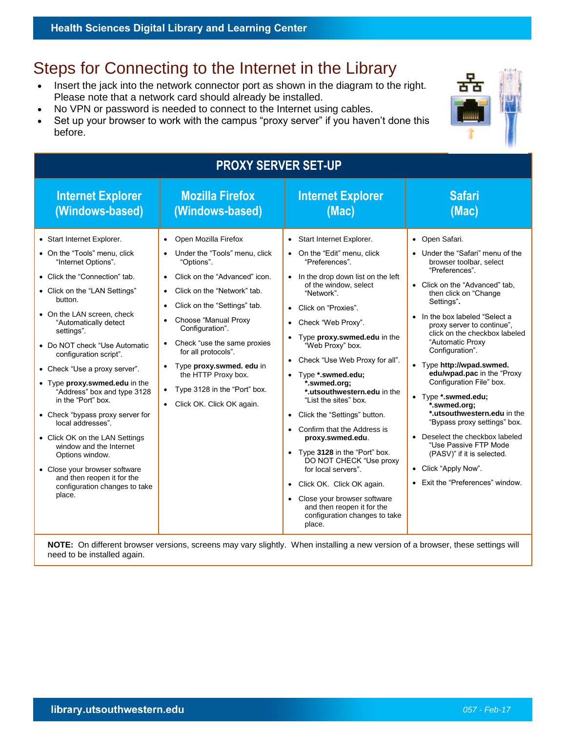# Steps for Connecting to the Internet in the Library

- Insert the jack into the network connector port as shown in the diagram to the right. Please note that a network card should already be installed.
- No VPN or password is needed to connect to the Internet using cables.
- Set up your browser to work with the campus "proxy server" if you haven't done this before.

## PROXY SERVER SET-UP

### Internet Explorer (Windows-based)

- Start Internet Explorer.
- On the "Tools" menu, click "Internet Options".
- Click the "Connection" tab.
- Click on the "LAN Settings" button.
- On the LAN screen, check "Automatically detect settings".
- Do NOT check "Use Automatic configuration script".
- Check "Use a proxy server".
- Type **proxy.swmed.edu** in the "Address" box and type 3128 in the "Port" box.
- Check "bypass proxy server for local addresses".
- Click OK on the LAN Settings window and the Internet Options window.
- Close your browser software and then reopen it for the configuration changes to take place.

### Mozilla Firefox (Windows-based)

- Open Mozilla Firefox
- Under the "Tools" menu, click "Options".
- Click on the "Advanced" icon.
- Click on the "Network" tab.
- Click on the "Settings" tab.
- Choose "Manual Proxy Configuration".
- Check "use the same proxies for all protocols".
- Type **proxy.swmed. edu** in the HTTP Proxy box.
- Type 3128 in the "Port" box.
- Click OK. Click OK again.

### Internet Explorer (Mac)

- Start Internet Explorer.
- On the "Edit" menu, click "Preferences".
- In the drop down list on the left of the window, select "Network".
- Click on "Proxies".
- Check "Web Proxy".
- Type **proxy.swmed.edu** in the "Web Proxy" box.
- Check "Use Web Proxy for all".
- Type **\*.swmed.edu; \*.swmed.org; \*.utsouthwestern.edu** in the "List the sites" box.
- Click the "Settings" button.
- Confirm that the Address is **proxy.swmed.edu**.
- Type **3128** in the "Port" box. DO NOT CHECK "Use proxy for local servers".
- Click OK. Click OK again.
- Close your browser software and then reopen it for the configuration changes to take place.

### Safari (Mac)

- Open Safari.
- Under the "Safari" menu of the browser toolbar, select "Preferences".
- Click on the "Advanced" tab, then click on "Change Settings"**.**
- In the box labeled "Select a proxy server to continue", click on the checkbox labeled "Automatic Proxy Configuration".
- Type **http://wpad.swmed.edu/wpad.pac** in the "Proxy Configuration File" box.
- Type **\*.swmed.edu; \*.swmed.org; \*.utsouthwestern.edu** in the "Bypass proxy settings" box.
- Deselect the checkbox labeled "Use Passive FTP Mode (PASV)" if it is selected.
- Click "Apply Now".
- Exit the "Preferences" window.

**NOTE:** On different browser versions, screens may vary slightly. When installing a new version of a browser, these settings will need to be installed again.